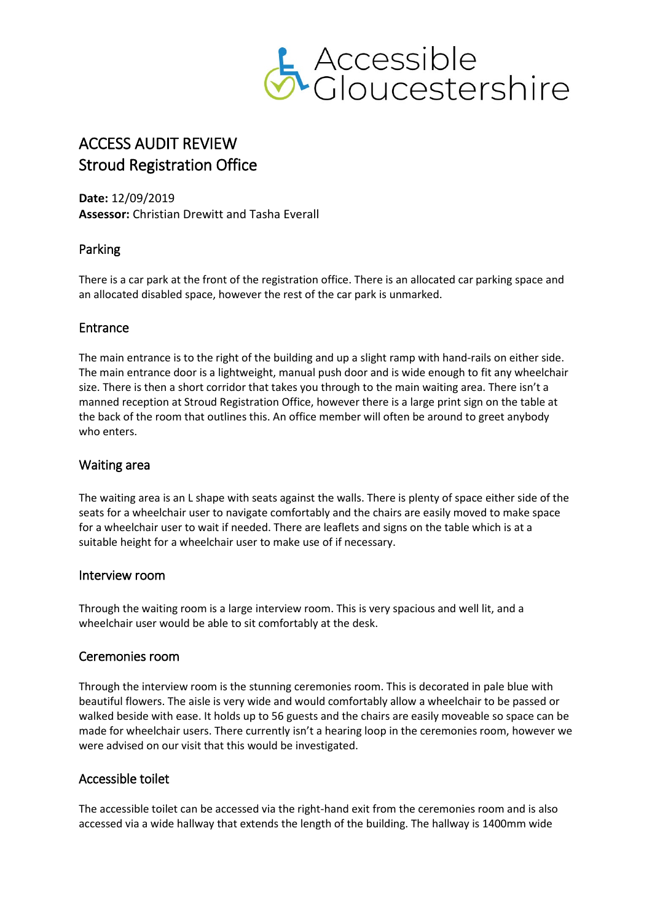Accessible Gloucestershire

# ACCESS AUDIT REVIEW
# Stroud Registration Office

**Date:** 12/09/2019
**Assessor:** Christian Drewitt and Tasha Everall

## Parking

There is a car park at the front of the registration office. There is an allocated car parking space and an allocated disabled space, however the rest of the car park is unmarked.

## Entrance

The main entrance is to the right of the building and up a slight ramp with hand-rails on either side. The main entrance door is a lightweight, manual push door and is wide enough to fit any wheelchair size. There is then a short corridor that takes you through to the main waiting area. There isn't a manned reception at Stroud Registration Office, however there is a large print sign on the table at the back of the room that outlines this. An office member will often be around to greet anybody who enters.

## Waiting area

The waiting area is an L shape with seats against the walls. There is plenty of space either side of the seats for a wheelchair user to navigate comfortably and the chairs are easily moved to make space for a wheelchair user to wait if needed. There are leaflets and signs on the table which is at a suitable height for a wheelchair user to make use of if necessary.

## Interview room

Through the waiting room is a large interview room. This is very spacious and well lit, and a wheelchair user would be able to sit comfortably at the desk.

## Ceremonies room

Through the interview room is the stunning ceremonies room. This is decorated in pale blue with beautiful flowers. The aisle is very wide and would comfortably allow a wheelchair to be passed or walked beside with ease. It holds up to 56 guests and the chairs are easily moveable so space can be made for wheelchair users. There currently isn't a hearing loop in the ceremonies room, however we were advised on our visit that this would be investigated.

## Accessible toilet

The accessible toilet can be accessed via the right-hand exit from the ceremonies room and is also accessed via a wide hallway that extends the length of the building. The hallway is 1400mm wide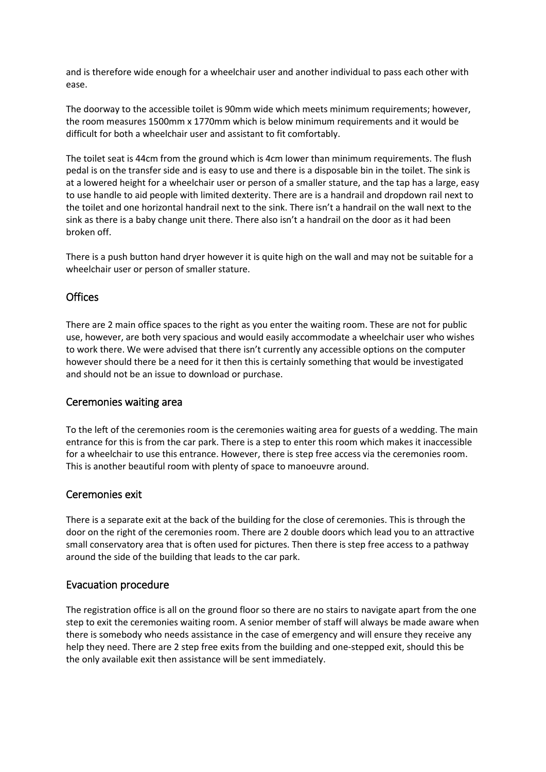and is therefore wide enough for a wheelchair user and another individual to pass each other with ease.

The doorway to the accessible toilet is 90mm wide which meets minimum requirements; however, the room measures 1500mm x 1770mm which is below minimum requirements and it would be difficult for both a wheelchair user and assistant to fit comfortably.

The toilet seat is 44cm from the ground which is 4cm lower than minimum requirements. The flush pedal is on the transfer side and is easy to use and there is a disposable bin in the toilet. The sink is at a lowered height for a wheelchair user or person of a smaller stature, and the tap has a large, easy to use handle to aid people with limited dexterity. There are is a handrail and dropdown rail next to the toilet and one horizontal handrail next to the sink. There isn't a handrail on the wall next to the sink as there is a baby change unit there. There also isn't a handrail on the door as it had been broken off.

There is a push button hand dryer however it is quite high on the wall and may not be suitable for a wheelchair user or person of smaller stature.

## Offices

There are 2 main office spaces to the right as you enter the waiting room. These are not for public use, however, are both very spacious and would easily accommodate a wheelchair user who wishes to work there. We were advised that there isn't currently any accessible options on the computer however should there be a need for it then this is certainly something that would be investigated and should not be an issue to download or purchase.

## Ceremonies waiting area

To the left of the ceremonies room is the ceremonies waiting area for guests of a wedding. The main entrance for this is from the car park. There is a step to enter this room which makes it inaccessible for a wheelchair to use this entrance. However, there is step free access via the ceremonies room. This is another beautiful room with plenty of space to manoeuvre around.

## Ceremonies exit

There is a separate exit at the back of the building for the close of ceremonies. This is through the door on the right of the ceremonies room. There are 2 double doors which lead you to an attractive small conservatory area that is often used for pictures. Then there is step free access to a pathway around the side of the building that leads to the car park.

## Evacuation procedure

The registration office is all on the ground floor so there are no stairs to navigate apart from the one step to exit the ceremonies waiting room. A senior member of staff will always be made aware when there is somebody who needs assistance in the case of emergency and will ensure they receive any help they need. There are 2 step free exits from the building and one-stepped exit, should this be the only available exit then assistance will be sent immediately.